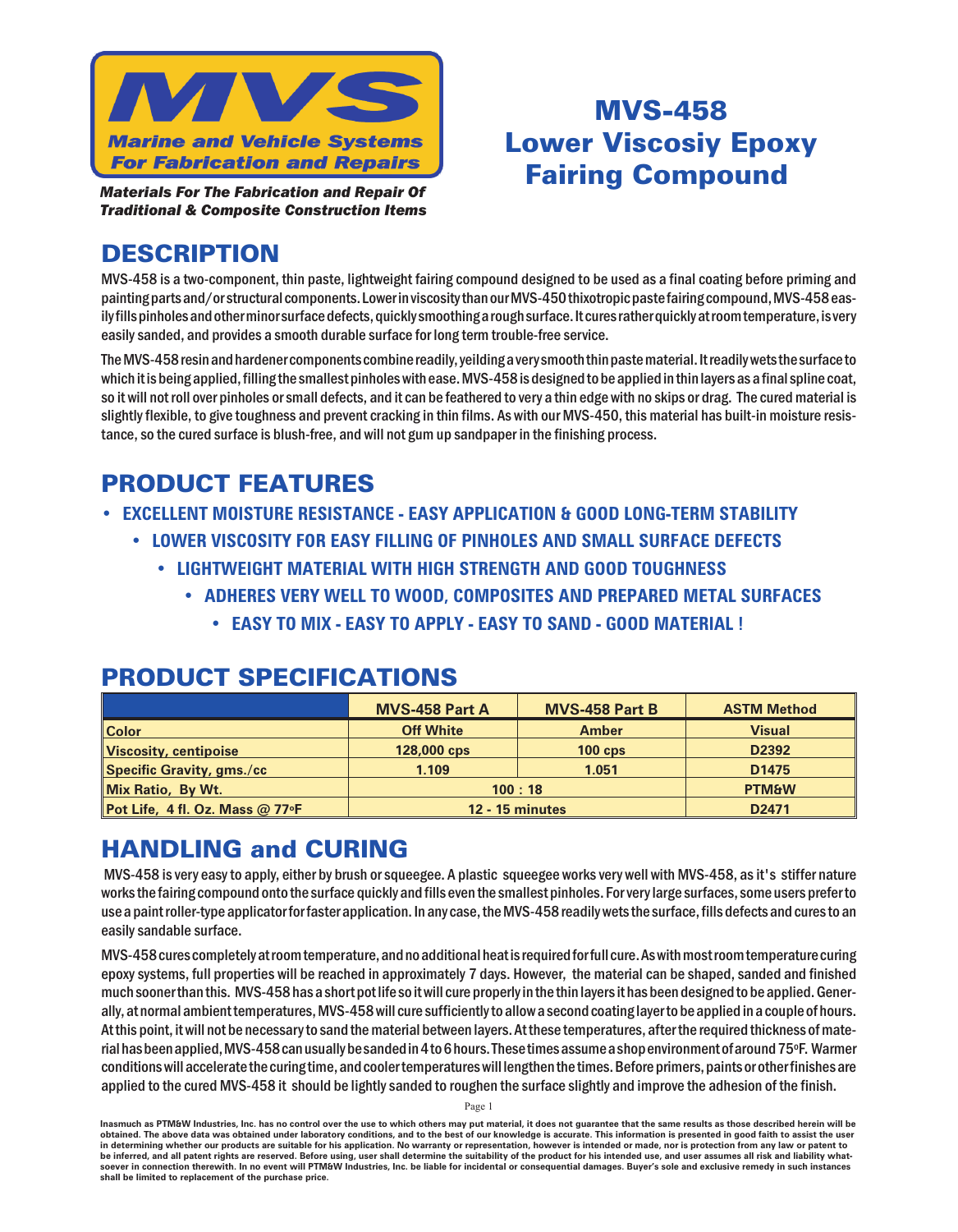**MVS**

**Marine and Vehicle Systems For Fabrication and Repairs**

***Materials For The Fabrication and Repair Of Traditional & Composite Construction Items***

# MVS-458 Lower Viscosiy Epoxy Fairing Compound

## DESCRIPTION

MVS-458 is a two-component, thin paste, lightweight fairing compound designed to be used as a final coating before priming and painting parts and/or structural components. Lower in viscosity than our MVS-450 thixotropic paste fairing compound, MVS-458 easily fills pinholes and other minor surface defects, quickly smoothing a rough surface. It cures rather quickly at room temperature, is very easily sanded, and provides a smooth durable surface for long term trouble-free service.

The MVS-458 resin and hardener components combine readily, yeilding a very smooth thin paste material. It readily wets the surface to which it is being applied, filling the smallest pinholes with ease. MVS-458 is designed to be applied in thin layers as a final spline coat, so it will not roll over pinholes or small defects, and it can be feathered to very a thin edge with no skips or drag. The cured material is slightly flexible, to give toughness and prevent cracking in thin films. As with our MVS-450, this material has built-in moisture resistance, so the cured surface is blush-free, and will not gum up sandpaper in the finishing process.

## PRODUCT FEATURES

- **EXCELLENT MOISTURE RESISTANCE - EASY APPLICATION & GOOD LONG-TERM STABILITY**
- **LOWER VISCOSITY FOR EASY FILLING OF PINHOLES AND SMALL SURFACE DEFECTS**
- **LIGHTWEIGHT MATERIAL WITH HIGH STRENGTH AND GOOD TOUGHNESS**
- **ADHERES VERY WELL TO WOOD, COMPOSITES AND PREPARED METAL SURFACES**
- **EASY TO MIX - EASY TO APPLY - EASY TO SAND - GOOD MATERIAL !**

## PRODUCT SPECIFICATIONS

| | MVS-458 Part A | MVS-458 Part B | ASTM Method |
|---|---|---|---|
| Color | Off White | Amber | Visual |
| Viscosity, centipoise | 128,000 cps | 100 cps | D2392 |
| Specific Gravity, gms./cc | 1.109 | 1.051 | D1475 |
| Mix Ratio, By Wt. | 100 : 18 | | PTM&W |
| Pot Life, 4 fl. Oz. Mass @ 77°F | 12 - 15 minutes | | D2471 |

## HANDLING and CURING

MVS-458 is very easy to apply, either by brush or squeegee. A plastic squeegee works very well with MVS-458, as it's stiffer nature works the fairing compound onto the surface quickly and fills even the smallest pinholes. For very large surfaces, some users prefer to use a paint roller-type applicator for faster application. In any case, the MVS-458 readily wets the surface, fills defects and cures to an easily sandable surface.

MVS-458 cures completely at room temperature, and no additional heat is required for full cure. As with most room temperature curing epoxy systems, full properties will be reached in approximately 7 days. However, the material can be shaped, sanded and finished much sooner than this. MVS-458 has a short pot life so it will cure properly in the thin layers it has been designed to be applied. Generally, at normal ambient temperatures, MVS-458 will cure sufficiently to allow a second coating layer to be applied in a couple of hours. At this point, it will not be necessary to sand the material between layers. At these temperatures, after the required thickness of material has been applied, MVS-458 can usually be sanded in 4 to 6 hours. These times assume a shop environment of around 75°F. Warmer conditions will accelerate the curing time, and cooler temperatures will lengthen the times. Before primers, paints or other finishes are applied to the cured MVS-458 it should be lightly sanded to roughen the surface slightly and improve the adhesion of the finish.

**Inasmuch as PTM&W Industries, Inc. has no control over the use to which others may put material, it does not guarantee that the same results as those described herein will be obtained. The above data was obtained under laboratory conditions, and to the best of our knowledge is accurate. This information is presented in good faith to assist the user in determining whether our products are suitable for his application. No warranty or representation, however is intended or made, nor is protection from any law or patent to be inferred, and all patent rights are reserved. Before using, user shall determine the suitability of the product for his intended use, and user assumes all risk and liability whatsoever in connection therewith. In no event will PTM&W Industries, Inc. be liable for incidental or consequential damages. Buyer's sole and exclusive remedy in such instances shall be limited to replacement of the purchase price.**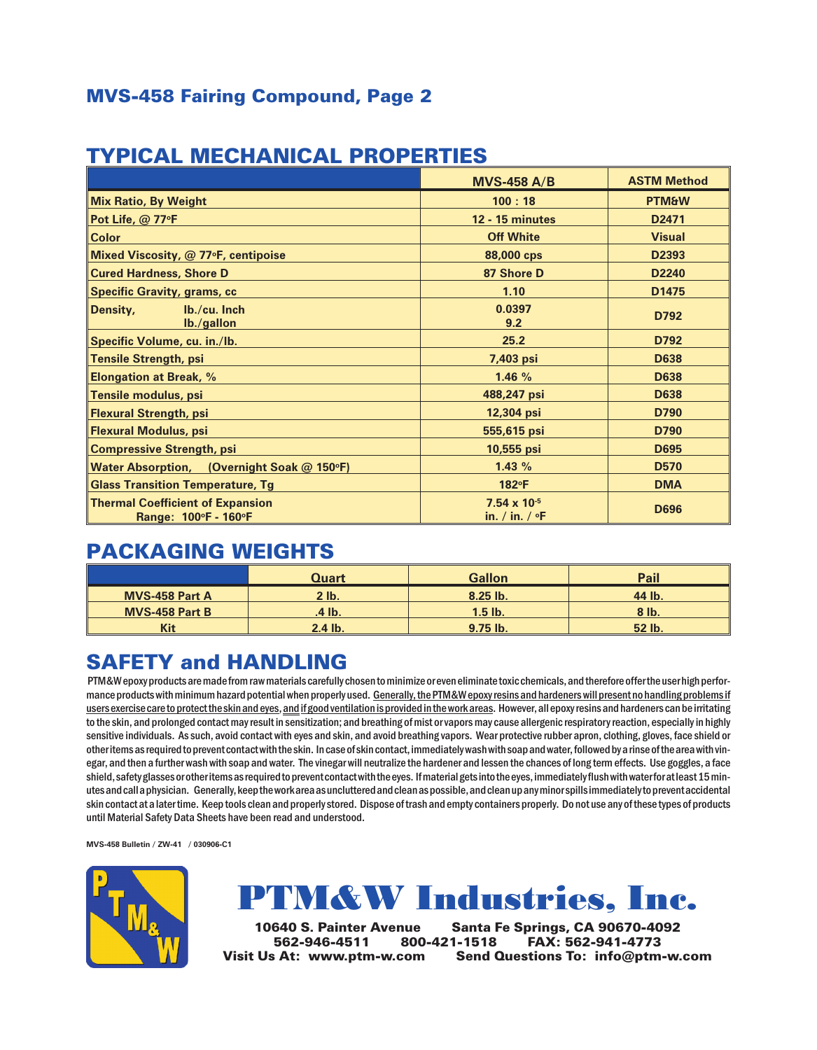## MVS-458 Fairing Compound, Page 2

## TYPICAL MECHANICAL PROPERTIES

| | MVS-458 A/B | ASTM Method |
|---|---|---|
| Mix Ratio, By Weight | 100 : 18 | PTM&W |
| Pot Life, @ 77°F | 12 - 15 minutes | D2471 |
| Color | Off White | Visual |
| Mixed Viscosity, @ 77°F, centipoise | 88,000 cps | D2393 |
| Cured Hardness, Shore D | 87 Shore D | D2240 |
| Specific Gravity, grams, cc | 1.10 | D1475 |
| Density, lb./cu. Inch<br>lb./gallon | 0.0397<br>9.2 | D792 |
| Specific Volume, cu. in./lb. | 25.2 | D792 |
| Tensile Strength, psi | 7,403 psi | D638 |
| Elongation at Break, % | 1.46 % | D638 |
| Tensile modulus, psi | 488,247 psi | D638 |
| Flexural Strength, psi | 12,304 psi | D790 |
| Flexural Modulus, psi | 555,615 psi | D790 |
| Compressive Strength, psi | 10,555 psi | D695 |
| Water Absorption, (Overnight Soak @ 150°F) | 1.43 % | D570 |
| Glass Transition Temperature, Tg | 182°F | DMA |
| Thermal Coefficient of Expansion<br>Range: 100°F - 160°F | $7.54 \times 10^{-5}$<br>in. / in. / °F | D696 |

## PACKAGING WEIGHTS

| | Quart | Gallon | Pail |
|---|---|---|---|
| MVS-458 Part A | 2 lb. | 8.25 lb. | 44 lb. |
| MVS-458 Part B | .4 lb. | 1.5 lb. | 8 lb. |
| Kit | 2.4 lb. | 9.75 lb. | 52 lb. |

## SAFETY and HANDLING

PTM&W epoxy products are made from raw materials carefully chosen to minimize or even eliminate toxic chemicals, and therefore offer the user high performance products with minimum hazard potential when properly used. Generally, the PTM&W epoxy resins and hardeners will present no handling problems if users exercise care to protect the skin and eyes, and if good ventilation is provided in the work areas. However, all epoxy resins and hardeners can be irritating to the skin, and prolonged contact may result in sensitization; and breathing of mist or vapors may cause allergenic respiratory reaction, especially in highly sensitive individuals. As such, avoid contact with eyes and skin, and avoid breathing vapors. Wear protective rubber apron, clothing, gloves, face shield or other items as required to prevent contact with the skin. In case of skin contact, immediately wash with soap and water, followed by a rinse of the area with vinegar, and then a further wash with soap and water. The vinegar will neutralize the hardener and lessen the chances of long term effects. Use goggles, a face shield, safety glasses or other items as required to prevent contact with the eyes. If material gets into the eyes, immediately flush with water for at least 15 minutes and call a physician. Generally, keep the work area as uncluttered and clean as possible, and clean up any minor spills immediately to prevent accidental skin contact at a later time. Keep tools clean and properly stored. Dispose of trash and empty containers properly. Do not use any of these types of products until Material Safety Data Sheets have been read and understood.

MVS-458 Bulletin / ZW-41 / 030906-C1

**PTM&W Industries, Inc.**

10640 S. Painter Avenue Santa Fe Springs, CA 90670-4092
562-946-4511 800-421-1518 FAX: 562-941-4773
Visit Us At: www.ptm-w.com Send Questions To: info@ptm-w.com